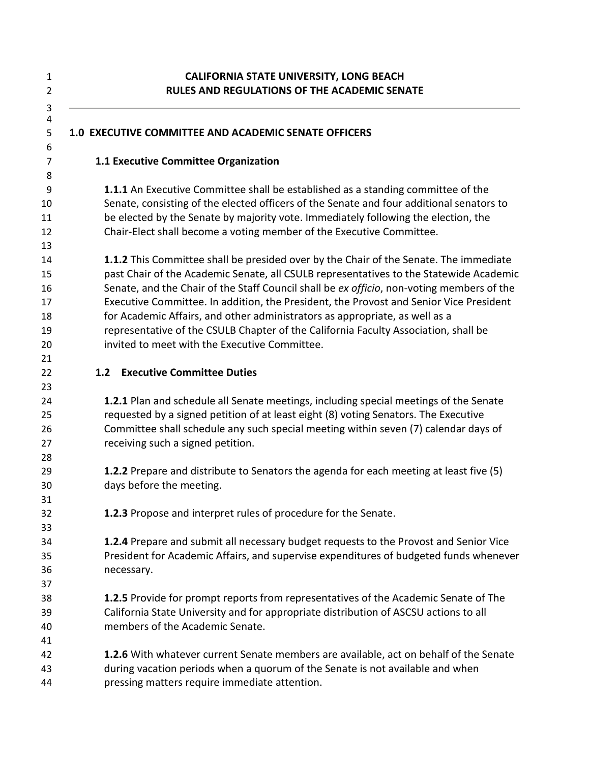# CALIFORNIA STATE UNIVERSITY, LONG BEACH
# RULES AND REGULATIONS OF THE ACADEMIC SENATE

---

## 1.0 EXECUTIVE COMMITTEE AND ACADEMIC SENATE OFFICERS

### 1.1 Executive Committee Organization

**1.1.1** An Executive Committee shall be established as a standing committee of the Senate, consisting of the elected officers of the Senate and four additional senators to be elected by the Senate by majority vote. Immediately following the election, the Chair-Elect shall become a voting member of the Executive Committee.

**1.1.2** This Committee shall be presided over by the Chair of the Senate. The immediate past Chair of the Academic Senate, all CSULB representatives to the Statewide Academic Senate, and the Chair of the Staff Council shall be *ex officio*, non-voting members of the Executive Committee. In addition, the President, the Provost and Senior Vice President for Academic Affairs, and other administrators as appropriate, as well as a representative of the CSULB Chapter of the California Faculty Association, shall be invited to meet with the Executive Committee.

### 1.2 Executive Committee Duties

**1.2.1** Plan and schedule all Senate meetings, including special meetings of the Senate requested by a signed petition of at least eight (8) voting Senators. The Executive Committee shall schedule any such special meeting within seven (7) calendar days of receiving such a signed petition.

**1.2.2** Prepare and distribute to Senators the agenda for each meeting at least five (5) days before the meeting.

**1.2.3** Propose and interpret rules of procedure for the Senate.

**1.2.4** Prepare and submit all necessary budget requests to the Provost and Senior Vice President for Academic Affairs, and supervise expenditures of budgeted funds whenever necessary.

**1.2.5** Provide for prompt reports from representatives of the Academic Senate of The California State University and for appropriate distribution of ASCSU actions to all members of the Academic Senate.

**1.2.6** With whatever current Senate members are available, act on behalf of the Senate during vacation periods when a quorum of the Senate is not available and when pressing matters require immediate attention.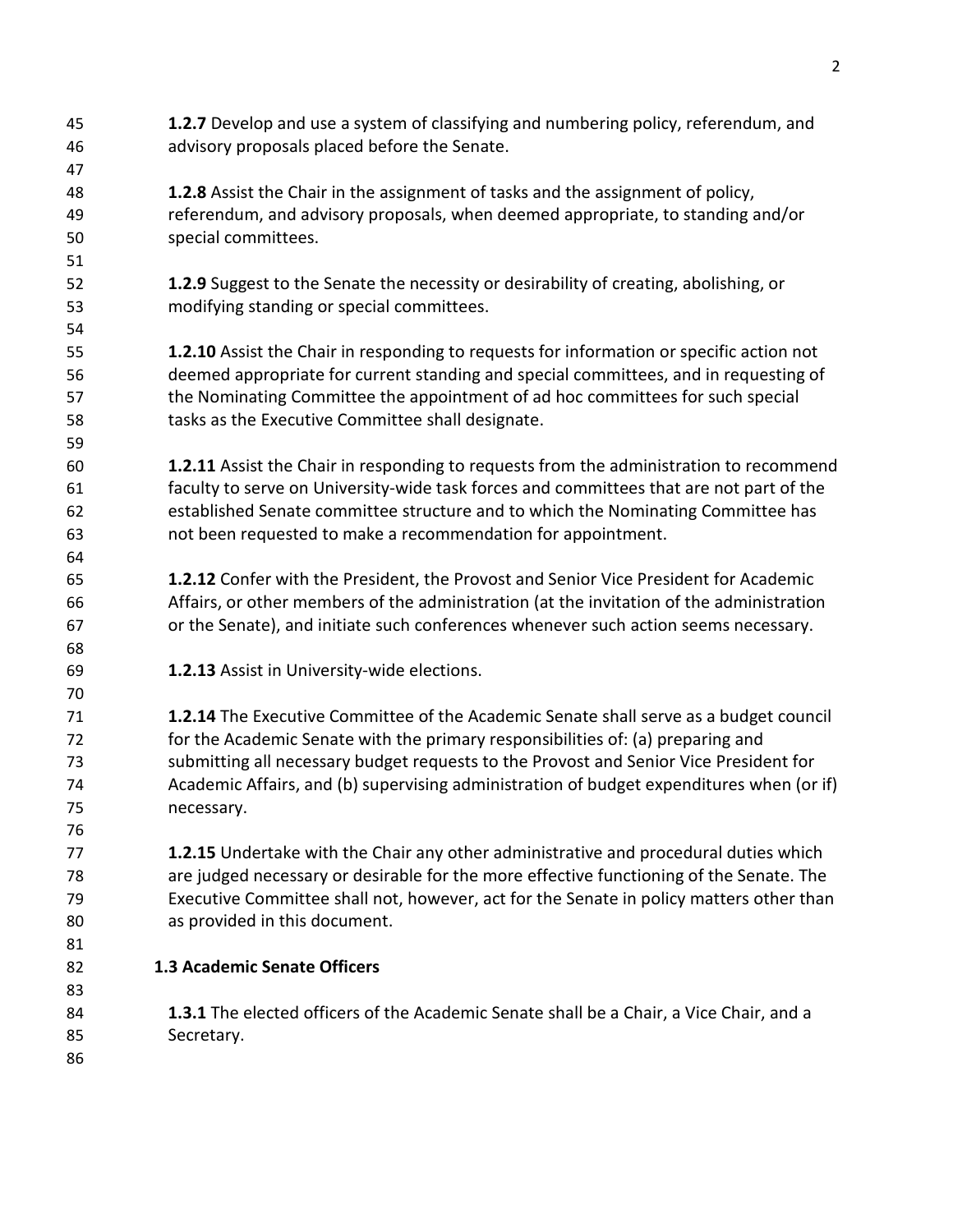**1.2.7** Develop and use a system of classifying and numbering policy, referendum, and advisory proposals placed before the Senate.

**1.2.8** Assist the Chair in the assignment of tasks and the assignment of policy, referendum, and advisory proposals, when deemed appropriate, to standing and/or special committees.

**1.2.9** Suggest to the Senate the necessity or desirability of creating, abolishing, or modifying standing or special committees.

**1.2.10** Assist the Chair in responding to requests for information or specific action not deemed appropriate for current standing and special committees, and in requesting of the Nominating Committee the appointment of ad hoc committees for such special tasks as the Executive Committee shall designate.

**1.2.11** Assist the Chair in responding to requests from the administration to recommend faculty to serve on University-wide task forces and committees that are not part of the established Senate committee structure and to which the Nominating Committee has not been requested to make a recommendation for appointment.

**1.2.12** Confer with the President, the Provost and Senior Vice President for Academic Affairs, or other members of the administration (at the invitation of the administration or the Senate), and initiate such conferences whenever such action seems necessary.

**1.2.13** Assist in University-wide elections.

**1.2.14** The Executive Committee of the Academic Senate shall serve as a budget council for the Academic Senate with the primary responsibilities of: (a) preparing and submitting all necessary budget requests to the Provost and Senior Vice President for Academic Affairs, and (b) supervising administration of budget expenditures when (or if) necessary.

**1.2.15** Undertake with the Chair any other administrative and procedural duties which are judged necessary or desirable for the more effective functioning of the Senate. The Executive Committee shall not, however, act for the Senate in policy matters other than as provided in this document.

### 1.3 Academic Senate Officers

**1.3.1** The elected officers of the Academic Senate shall be a Chair, a Vice Chair, and a Secretary.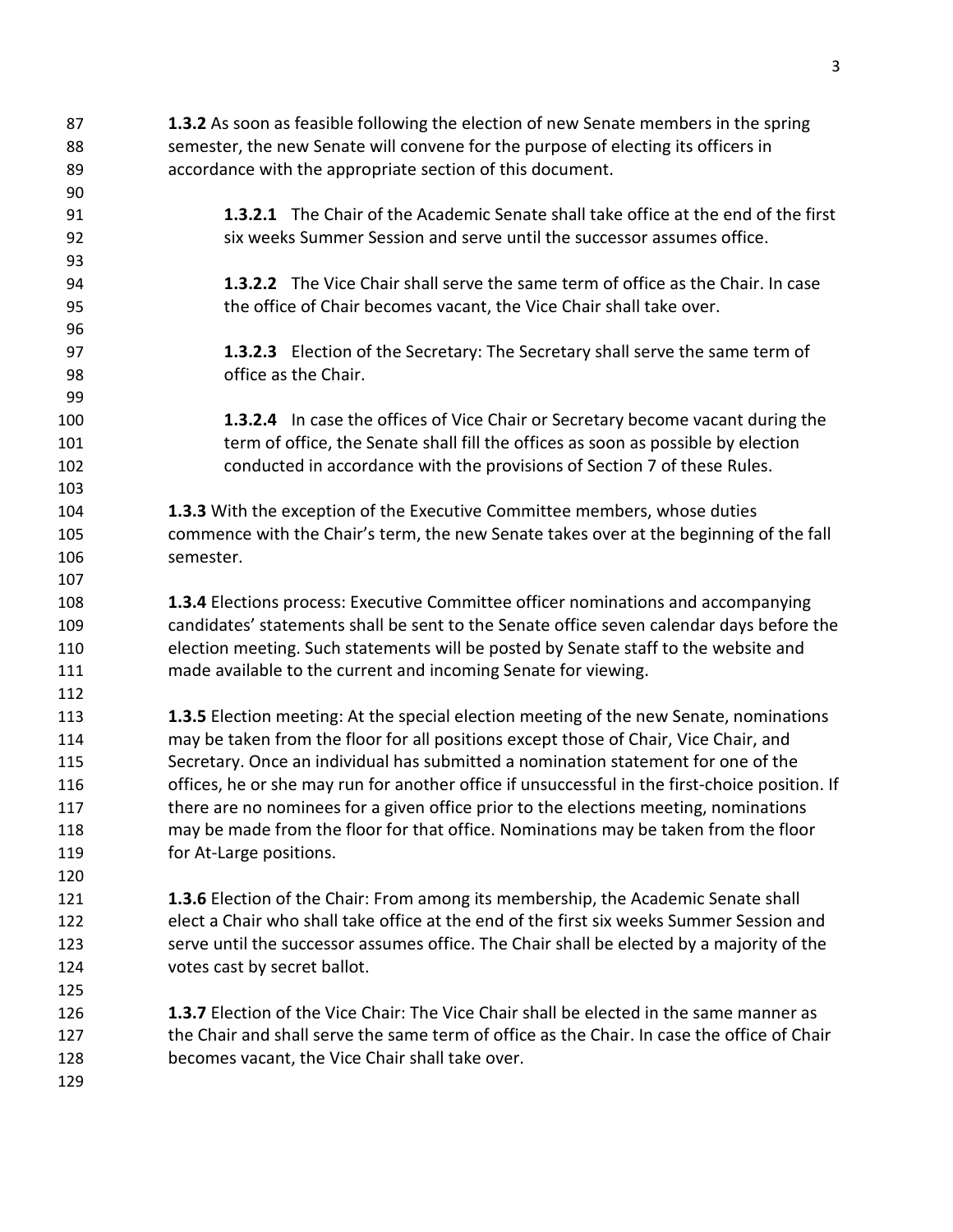**1.3.2** As soon as feasible following the election of new Senate members in the spring semester, the new Senate will convene for the purpose of electing its officers in accordance with the appropriate section of this document.

**1.3.2.1** The Chair of the Academic Senate shall take office at the end of the first six weeks Summer Session and serve until the successor assumes office.

**1.3.2.2** The Vice Chair shall serve the same term of office as the Chair. In case the office of Chair becomes vacant, the Vice Chair shall take over.

**1.3.2.3** Election of the Secretary: The Secretary shall serve the same term of office as the Chair.

**1.3.2.4** In case the offices of Vice Chair or Secretary become vacant during the term of office, the Senate shall fill the offices as soon as possible by election conducted in accordance with the provisions of Section 7 of these Rules.

**1.3.3** With the exception of the Executive Committee members, whose duties commence with the Chair's term, the new Senate takes over at the beginning of the fall semester.

**1.3.4** Elections process: Executive Committee officer nominations and accompanying candidates' statements shall be sent to the Senate office seven calendar days before the election meeting. Such statements will be posted by Senate staff to the website and made available to the current and incoming Senate for viewing.

**1.3.5** Election meeting: At the special election meeting of the new Senate, nominations may be taken from the floor for all positions except those of Chair, Vice Chair, and Secretary. Once an individual has submitted a nomination statement for one of the offices, he or she may run for another office if unsuccessful in the first-choice position. If there are no nominees for a given office prior to the elections meeting, nominations may be made from the floor for that office. Nominations may be taken from the floor for At-Large positions.

**1.3.6** Election of the Chair: From among its membership, the Academic Senate shall elect a Chair who shall take office at the end of the first six weeks Summer Session and serve until the successor assumes office. The Chair shall be elected by a majority of the votes cast by secret ballot.

**1.3.7** Election of the Vice Chair: The Vice Chair shall be elected in the same manner as the Chair and shall serve the same term of office as the Chair. In case the office of Chair becomes vacant, the Vice Chair shall take over.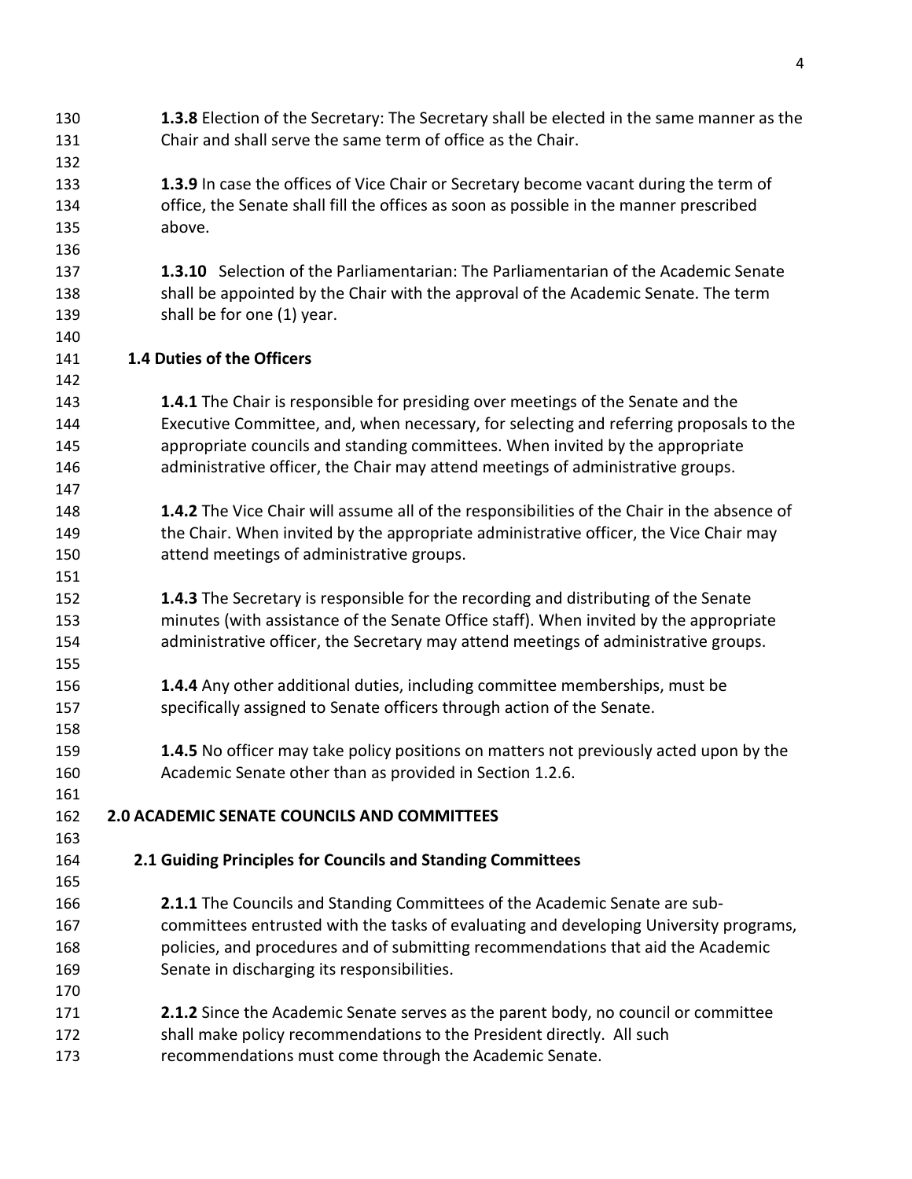**1.3.8** Election of the Secretary: The Secretary shall be elected in the same manner as the Chair and shall serve the same term of office as the Chair.

**1.3.9** In case the offices of Vice Chair or Secretary become vacant during the term of office, the Senate shall fill the offices as soon as possible in the manner prescribed above.

**1.3.10** Selection of the Parliamentarian: The Parliamentarian of the Academic Senate shall be appointed by the Chair with the approval of the Academic Senate. The term shall be for one (1) year.

### 1.4 Duties of the Officers

**1.4.1** The Chair is responsible for presiding over meetings of the Senate and the Executive Committee, and, when necessary, for selecting and referring proposals to the appropriate councils and standing committees. When invited by the appropriate administrative officer, the Chair may attend meetings of administrative groups.

**1.4.2** The Vice Chair will assume all of the responsibilities of the Chair in the absence of the Chair. When invited by the appropriate administrative officer, the Vice Chair may attend meetings of administrative groups.

**1.4.3** The Secretary is responsible for the recording and distributing of the Senate minutes (with assistance of the Senate Office staff). When invited by the appropriate administrative officer, the Secretary may attend meetings of administrative groups.

**1.4.4** Any other additional duties, including committee memberships, must be specifically assigned to Senate officers through action of the Senate.

**1.4.5** No officer may take policy positions on matters not previously acted upon by the Academic Senate other than as provided in Section 1.2.6.

## 2.0 ACADEMIC SENATE COUNCILS AND COMMITTEES

### 2.1 Guiding Principles for Councils and Standing Committees

**2.1.1** The Councils and Standing Committees of the Academic Senate are sub-committees entrusted with the tasks of evaluating and developing University programs, policies, and procedures and of submitting recommendations that aid the Academic Senate in discharging its responsibilities.

**2.1.2** Since the Academic Senate serves as the parent body, no council or committee shall make policy recommendations to the President directly. All such recommendations must come through the Academic Senate.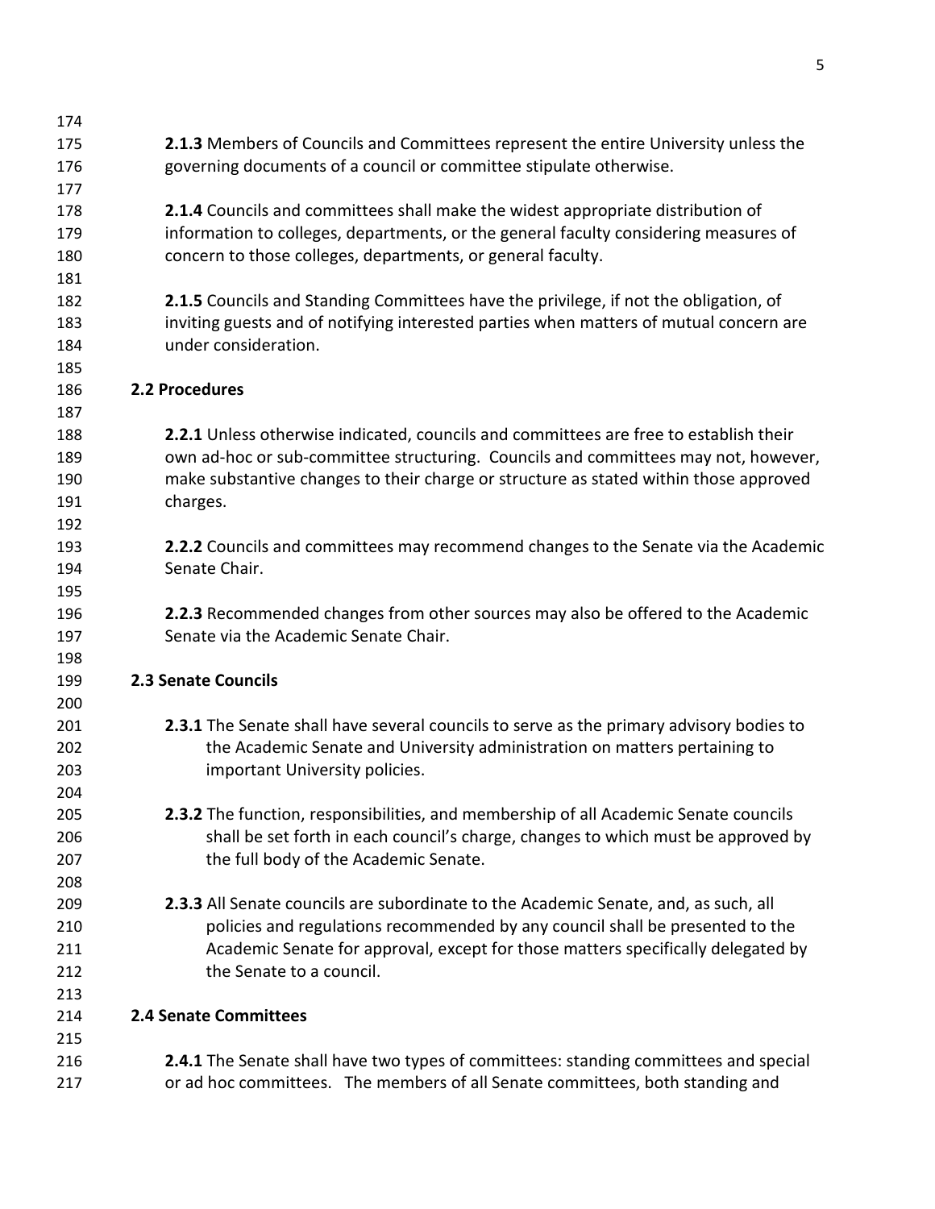**2.1.3** Members of Councils and Committees represent the entire University unless the governing documents of a council or committee stipulate otherwise.

**2.1.4** Councils and committees shall make the widest appropriate distribution of information to colleges, departments, or the general faculty considering measures of concern to those colleges, departments, or general faculty.

**2.1.5** Councils and Standing Committees have the privilege, if not the obligation, of inviting guests and of notifying interested parties when matters of mutual concern are under consideration.

### 2.2 Procedures

**2.2.1** Unless otherwise indicated, councils and committees are free to establish their own ad-hoc or sub-committee structuring. Councils and committees may not, however, make substantive changes to their charge or structure as stated within those approved charges.

**2.2.2** Councils and committees may recommend changes to the Senate via the Academic Senate Chair.

**2.2.3** Recommended changes from other sources may also be offered to the Academic Senate via the Academic Senate Chair.

### 2.3 Senate Councils

**2.3.1** The Senate shall have several councils to serve as the primary advisory bodies to the Academic Senate and University administration on matters pertaining to important University policies.

**2.3.2** The function, responsibilities, and membership of all Academic Senate councils shall be set forth in each council's charge, changes to which must be approved by the full body of the Academic Senate.

**2.3.3** All Senate councils are subordinate to the Academic Senate, and, as such, all policies and regulations recommended by any council shall be presented to the Academic Senate for approval, except for those matters specifically delegated by the Senate to a council.

### 2.4 Senate Committees

**2.4.1** The Senate shall have two types of committees: standing committees and special or ad hoc committees. The members of all Senate committees, both standing and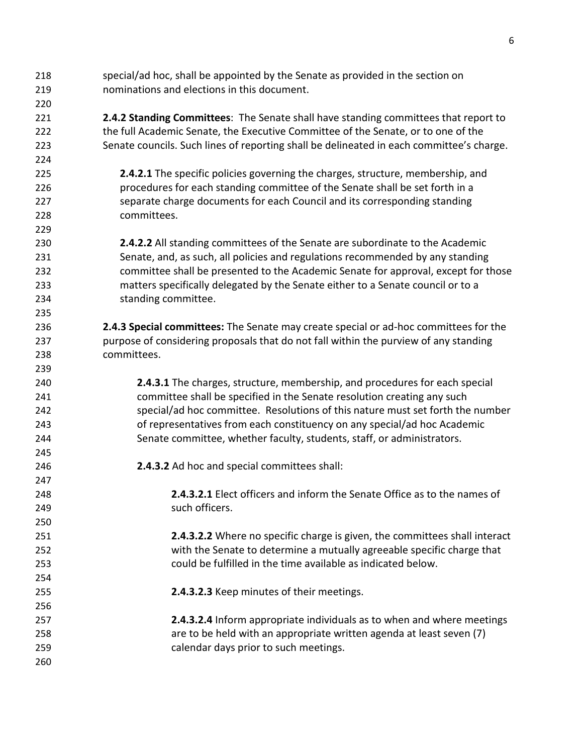special/ad hoc, shall be appointed by the Senate as provided in the section on nominations and elections in this document.

**2.4.2 Standing Committees**: The Senate shall have standing committees that report to the full Academic Senate, the Executive Committee of the Senate, or to one of the Senate councils. Such lines of reporting shall be delineated in each committee's charge.

**2.4.2.1** The specific policies governing the charges, structure, membership, and procedures for each standing committee of the Senate shall be set forth in a separate charge documents for each Council and its corresponding standing committees.

**2.4.2.2** All standing committees of the Senate are subordinate to the Academic Senate, and, as such, all policies and regulations recommended by any standing committee shall be presented to the Academic Senate for approval, except for those matters specifically delegated by the Senate either to a Senate council or to a standing committee.

**2.4.3 Special committees:** The Senate may create special or ad-hoc committees for the purpose of considering proposals that do not fall within the purview of any standing committees.

**2.4.3.1** The charges, structure, membership, and procedures for each special committee shall be specified in the Senate resolution creating any such special/ad hoc committee. Resolutions of this nature must set forth the number of representatives from each constituency on any special/ad hoc Academic Senate committee, whether faculty, students, staff, or administrators.

**2.4.3.2** Ad hoc and special committees shall:

**2.4.3.2.1** Elect officers and inform the Senate Office as to the names of such officers.

**2.4.3.2.2** Where no specific charge is given, the committees shall interact with the Senate to determine a mutually agreeable specific charge that could be fulfilled in the time available as indicated below.

**2.4.3.2.3** Keep minutes of their meetings.

**2.4.3.2.4** Inform appropriate individuals as to when and where meetings are to be held with an appropriate written agenda at least seven (7) calendar days prior to such meetings.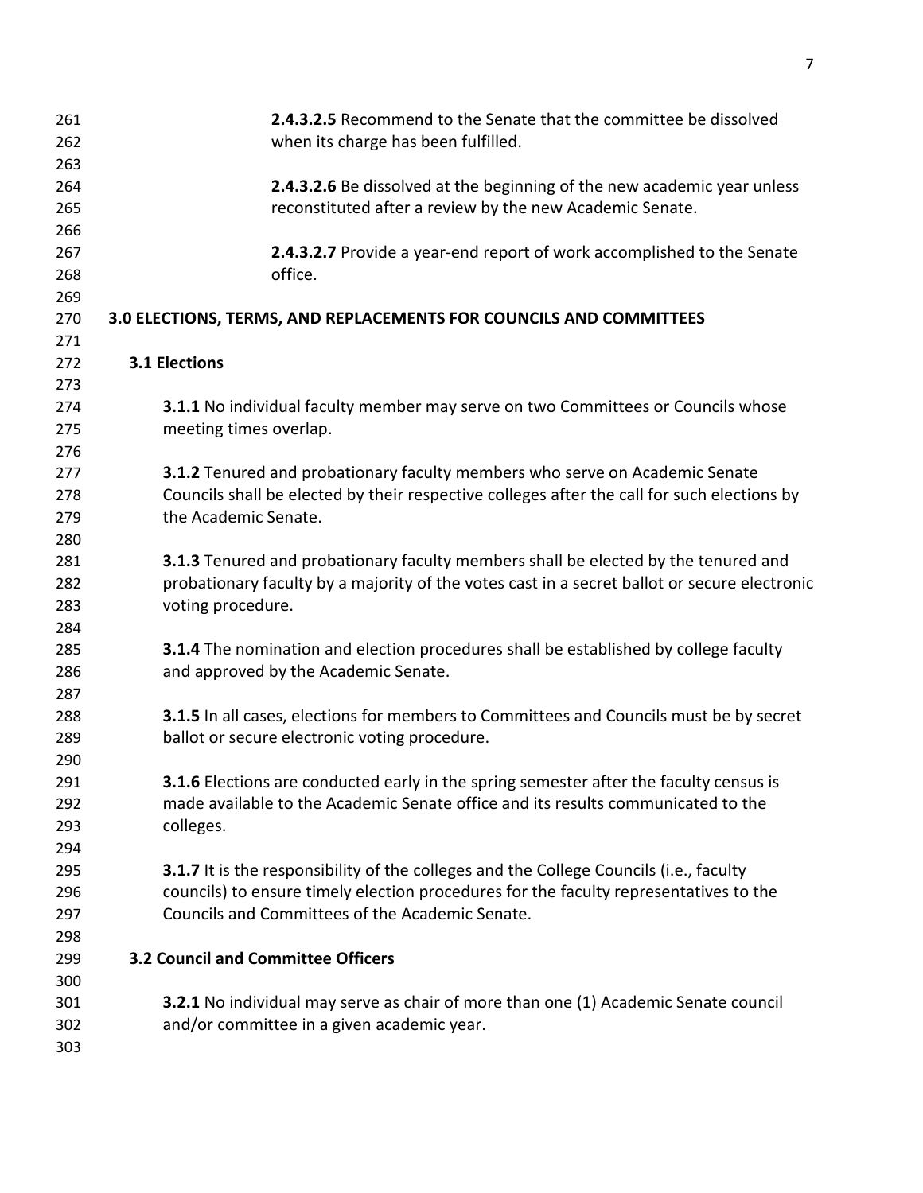**2.4.3.2.5** Recommend to the Senate that the committee be dissolved when its charge has been fulfilled.

**2.4.3.2.6** Be dissolved at the beginning of the new academic year unless reconstituted after a review by the new Academic Senate.

**2.4.3.2.7** Provide a year-end report of work accomplished to the Senate office.

## 3.0 ELECTIONS, TERMS, AND REPLACEMENTS FOR COUNCILS AND COMMITTEES

### 3.1 Elections

**3.1.1** No individual faculty member may serve on two Committees or Councils whose meeting times overlap.

**3.1.2** Tenured and probationary faculty members who serve on Academic Senate Councils shall be elected by their respective colleges after the call for such elections by the Academic Senate.

**3.1.3** Tenured and probationary faculty members shall be elected by the tenured and probationary faculty by a majority of the votes cast in a secret ballot or secure electronic voting procedure.

**3.1.4** The nomination and election procedures shall be established by college faculty and approved by the Academic Senate.

**3.1.5** In all cases, elections for members to Committees and Councils must be by secret ballot or secure electronic voting procedure.

**3.1.6** Elections are conducted early in the spring semester after the faculty census is made available to the Academic Senate office and its results communicated to the colleges.

**3.1.7** It is the responsibility of the colleges and the College Councils (i.e., faculty councils) to ensure timely election procedures for the faculty representatives to the Councils and Committees of the Academic Senate.

### 3.2 Council and Committee Officers

**3.2.1** No individual may serve as chair of more than one (1) Academic Senate council and/or committee in a given academic year.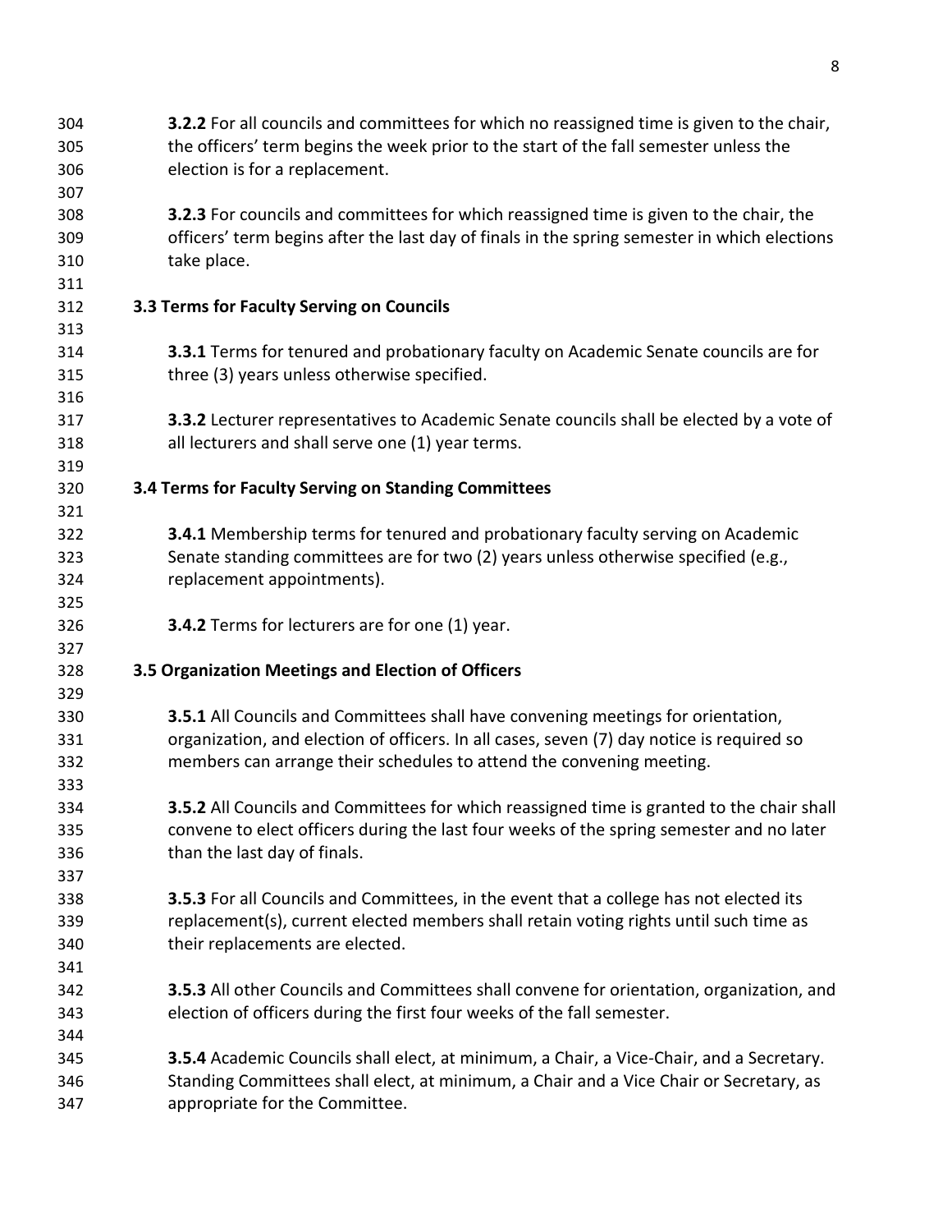**3.2.2** For all councils and committees for which no reassigned time is given to the chair, the officers' term begins the week prior to the start of the fall semester unless the election is for a replacement.

**3.2.3** For councils and committees for which reassigned time is given to the chair, the officers' term begins after the last day of finals in the spring semester in which elections take place.

**3.3 Terms for Faculty Serving on Councils**

**3.3.1** Terms for tenured and probationary faculty on Academic Senate councils are for three (3) years unless otherwise specified.

**3.3.2** Lecturer representatives to Academic Senate councils shall be elected by a vote of all lecturers and shall serve one (1) year terms.

**3.4 Terms for Faculty Serving on Standing Committees**

**3.4.1** Membership terms for tenured and probationary faculty serving on Academic Senate standing committees are for two (2) years unless otherwise specified (e.g., replacement appointments).

**3.4.2** Terms for lecturers are for one (1) year.

**3.5 Organization Meetings and Election of Officers**

**3.5.1** All Councils and Committees shall have convening meetings for orientation, organization, and election of officers. In all cases, seven (7) day notice is required so members can arrange their schedules to attend the convening meeting.

**3.5.2** All Councils and Committees for which reassigned time is granted to the chair shall convene to elect officers during the last four weeks of the spring semester and no later than the last day of finals.

**3.5.3** For all Councils and Committees, in the event that a college has not elected its replacement(s), current elected members shall retain voting rights until such time as their replacements are elected.

**3.5.3** All other Councils and Committees shall convene for orientation, organization, and election of officers during the first four weeks of the fall semester.

**3.5.4** Academic Councils shall elect, at minimum, a Chair, a Vice-Chair, and a Secretary. Standing Committees shall elect, at minimum, a Chair and a Vice Chair or Secretary, as appropriate for the Committee.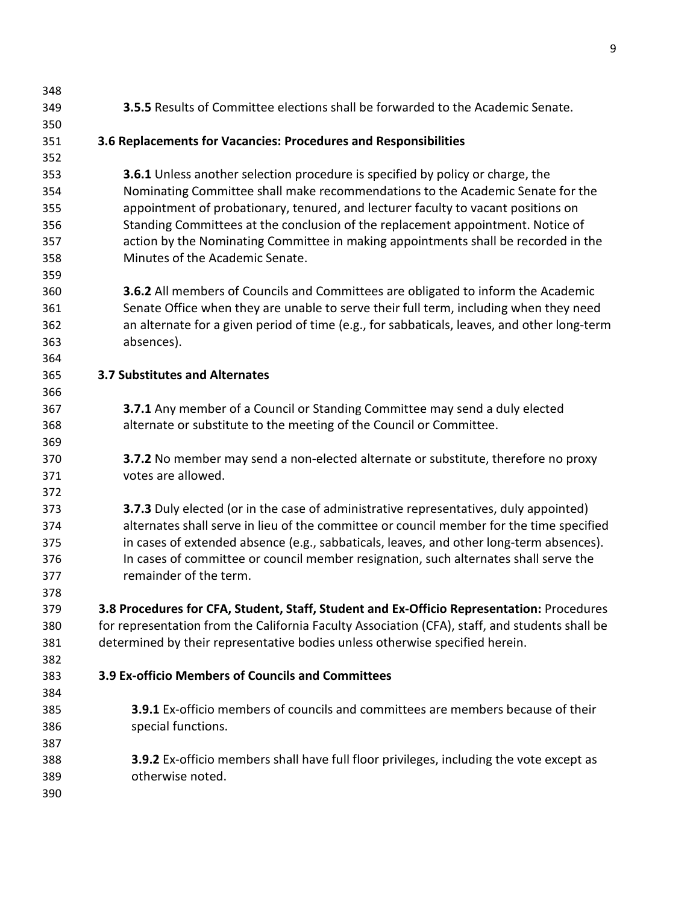**3.5.5** Results of Committee elections shall be forwarded to the Academic Senate.

**3.6 Replacements for Vacancies: Procedures and Responsibilities**

**3.6.1** Unless another selection procedure is specified by policy or charge, the Nominating Committee shall make recommendations to the Academic Senate for the appointment of probationary, tenured, and lecturer faculty to vacant positions on Standing Committees at the conclusion of the replacement appointment. Notice of action by the Nominating Committee in making appointments shall be recorded in the Minutes of the Academic Senate.

**3.6.2** All members of Councils and Committees are obligated to inform the Academic Senate Office when they are unable to serve their full term, including when they need an alternate for a given period of time (e.g., for sabbaticals, leaves, and other long-term absences).

**3.7 Substitutes and Alternates**

**3.7.1** Any member of a Council or Standing Committee may send a duly elected alternate or substitute to the meeting of the Council or Committee.

**3.7.2** No member may send a non-elected alternate or substitute, therefore no proxy votes are allowed.

**3.7.3** Duly elected (or in the case of administrative representatives, duly appointed) alternates shall serve in lieu of the committee or council member for the time specified in cases of extended absence (e.g., sabbaticals, leaves, and other long-term absences). In cases of committee or council member resignation, such alternates shall serve the remainder of the term.

**3.8 Procedures for CFA, Student, Staff, Student and Ex-Officio Representation:** Procedures for representation from the California Faculty Association (CFA), staff, and students shall be determined by their representative bodies unless otherwise specified herein.

**3.9 Ex-officio Members of Councils and Committees**

**3.9.1** Ex-officio members of councils and committees are members because of their special functions.

**3.9.2** Ex-officio members shall have full floor privileges, including the vote except as otherwise noted.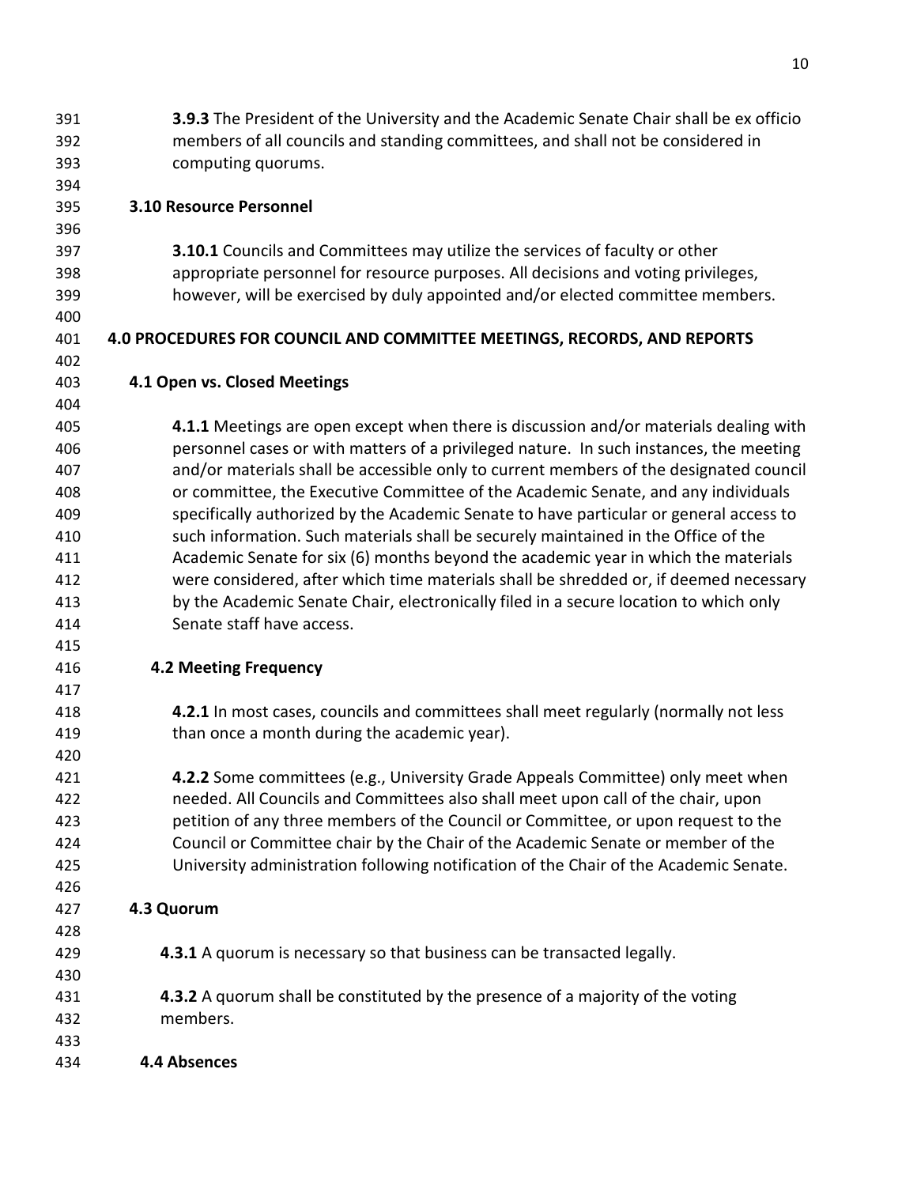**3.9.3** The President of the University and the Academic Senate Chair shall be ex officio members of all councils and standing committees, and shall not be considered in computing quorums.

### 3.10 Resource Personnel

**3.10.1** Councils and Committees may utilize the services of faculty or other appropriate personnel for resource purposes. All decisions and voting privileges, however, will be exercised by duly appointed and/or elected committee members.

## 4.0 PROCEDURES FOR COUNCIL AND COMMITTEE MEETINGS, RECORDS, AND REPORTS

### 4.1 Open vs. Closed Meetings

**4.1.1** Meetings are open except when there is discussion and/or materials dealing with personnel cases or with matters of a privileged nature. In such instances, the meeting and/or materials shall be accessible only to current members of the designated council or committee, the Executive Committee of the Academic Senate, and any individuals specifically authorized by the Academic Senate to have particular or general access to such information. Such materials shall be securely maintained in the Office of the Academic Senate for six (6) months beyond the academic year in which the materials were considered, after which time materials shall be shredded or, if deemed necessary by the Academic Senate Chair, electronically filed in a secure location to which only Senate staff have access.

### 4.2 Meeting Frequency

**4.2.1** In most cases, councils and committees shall meet regularly (normally not less than once a month during the academic year).

**4.2.2** Some committees (e.g., University Grade Appeals Committee) only meet when needed. All Councils and Committees also shall meet upon call of the chair, upon petition of any three members of the Council or Committee, or upon request to the Council or Committee chair by the Chair of the Academic Senate or member of the University administration following notification of the Chair of the Academic Senate.

### 4.3 Quorum

**4.3.1** A quorum is necessary so that business can be transacted legally.

**4.3.2** A quorum shall be constituted by the presence of a majority of the voting members.

### 4.4 Absences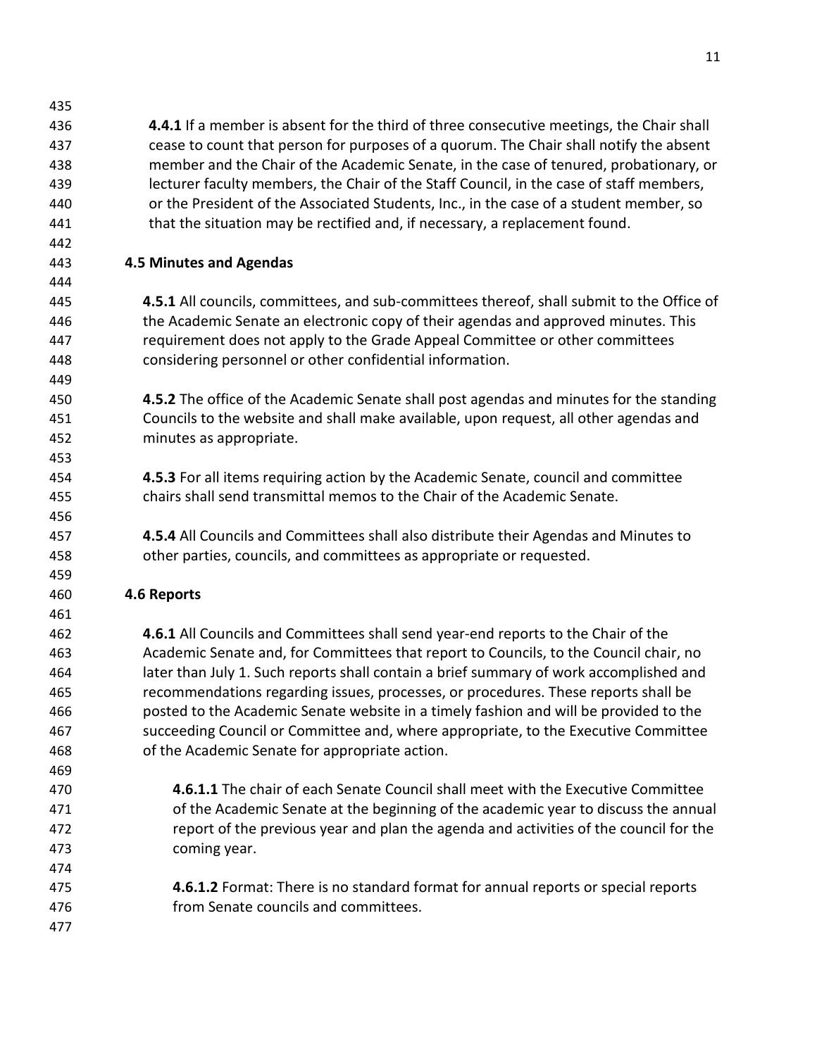**4.4.1** If a member is absent for the third of three consecutive meetings, the Chair shall cease to count that person for purposes of a quorum. The Chair shall notify the absent member and the Chair of the Academic Senate, in the case of tenured, probationary, or lecturer faculty members, the Chair of the Staff Council, in the case of staff members, or the President of the Associated Students, Inc., in the case of a student member, so that the situation may be rectified and, if necessary, a replacement found.

### 4.5 Minutes and Agendas

**4.5.1** All councils, committees, and sub-committees thereof, shall submit to the Office of the Academic Senate an electronic copy of their agendas and approved minutes. This requirement does not apply to the Grade Appeal Committee or other committees considering personnel or other confidential information.

**4.5.2** The office of the Academic Senate shall post agendas and minutes for the standing Councils to the website and shall make available, upon request, all other agendas and minutes as appropriate.

**4.5.3** For all items requiring action by the Academic Senate, council and committee chairs shall send transmittal memos to the Chair of the Academic Senate.

**4.5.4** All Councils and Committees shall also distribute their Agendas and Minutes to other parties, councils, and committees as appropriate or requested.

### 4.6 Reports

**4.6.1** All Councils and Committees shall send year-end reports to the Chair of the Academic Senate and, for Committees that report to Councils, to the Council chair, no later than July 1. Such reports shall contain a brief summary of work accomplished and recommendations regarding issues, processes, or procedures. These reports shall be posted to the Academic Senate website in a timely fashion and will be provided to the succeeding Council or Committee and, where appropriate, to the Executive Committee of the Academic Senate for appropriate action.

**4.6.1.1** The chair of each Senate Council shall meet with the Executive Committee of the Academic Senate at the beginning of the academic year to discuss the annual report of the previous year and plan the agenda and activities of the council for the coming year.

**4.6.1.2** Format: There is no standard format for annual reports or special reports from Senate councils and committees.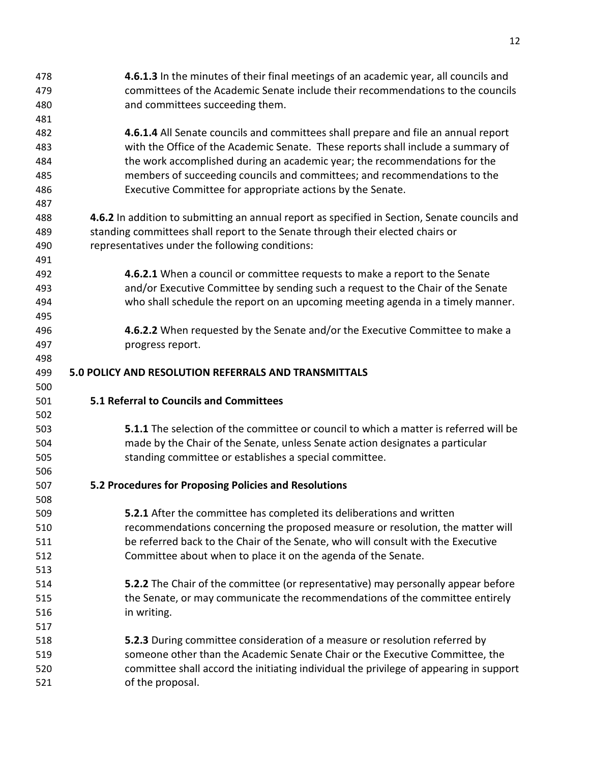**4.6.1.3** In the minutes of their final meetings of an academic year, all councils and committees of the Academic Senate include their recommendations to the councils and committees succeeding them.

**4.6.1.4** All Senate councils and committees shall prepare and file an annual report with the Office of the Academic Senate. These reports shall include a summary of the work accomplished during an academic year; the recommendations for the members of succeeding councils and committees; and recommendations to the Executive Committee for appropriate actions by the Senate.

**4.6.2** In addition to submitting an annual report as specified in Section, Senate councils and standing committees shall report to the Senate through their elected chairs or representatives under the following conditions:

**4.6.2.1** When a council or committee requests to make a report to the Senate and/or Executive Committee by sending such a request to the Chair of the Senate who shall schedule the report on an upcoming meeting agenda in a timely manner.

**4.6.2.2** When requested by the Senate and/or the Executive Committee to make a progress report.

## 5.0 POLICY AND RESOLUTION REFERRALS AND TRANSMITTALS

### 5.1 Referral to Councils and Committees

**5.1.1** The selection of the committee or council to which a matter is referred will be made by the Chair of the Senate, unless Senate action designates a particular standing committee or establishes a special committee.

### 5.2 Procedures for Proposing Policies and Resolutions

**5.2.1** After the committee has completed its deliberations and written recommendations concerning the proposed measure or resolution, the matter will be referred back to the Chair of the Senate, who will consult with the Executive Committee about when to place it on the agenda of the Senate.

**5.2.2** The Chair of the committee (or representative) may personally appear before the Senate, or may communicate the recommendations of the committee entirely in writing.

**5.2.3** During committee consideration of a measure or resolution referred by someone other than the Academic Senate Chair or the Executive Committee, the committee shall accord the initiating individual the privilege of appearing in support of the proposal.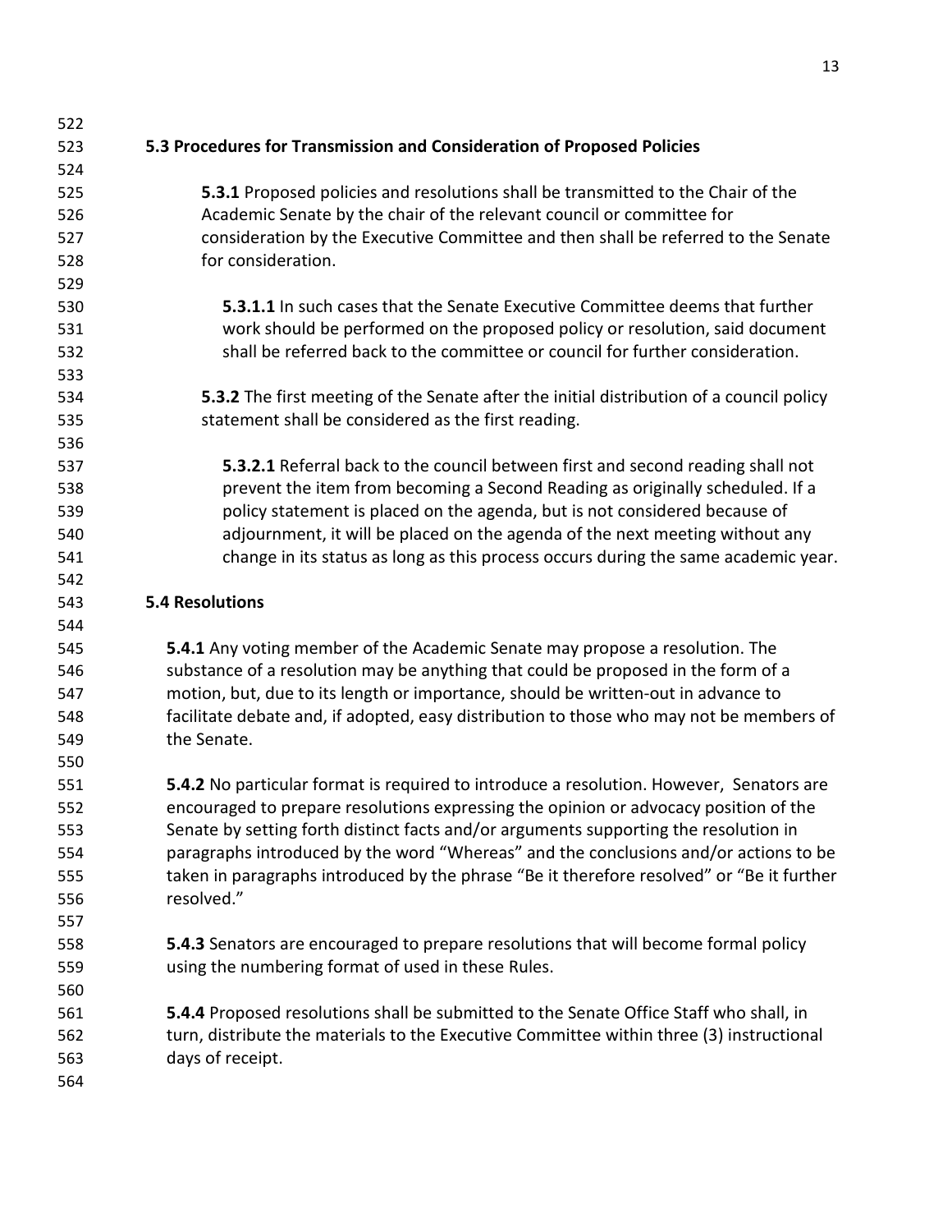### 5.3 Procedures for Transmission and Consideration of Proposed Policies

**5.3.1** Proposed policies and resolutions shall be transmitted to the Chair of the Academic Senate by the chair of the relevant council or committee for consideration by the Executive Committee and then shall be referred to the Senate for consideration.

**5.3.1.1** In such cases that the Senate Executive Committee deems that further work should be performed on the proposed policy or resolution, said document shall be referred back to the committee or council for further consideration.

**5.3.2** The first meeting of the Senate after the initial distribution of a council policy statement shall be considered as the first reading.

**5.3.2.1** Referral back to the council between first and second reading shall not prevent the item from becoming a Second Reading as originally scheduled. If a policy statement is placed on the agenda, but is not considered because of adjournment, it will be placed on the agenda of the next meeting without any change in its status as long as this process occurs during the same academic year.

### 5.4 Resolutions

**5.4.1** Any voting member of the Academic Senate may propose a resolution. The substance of a resolution may be anything that could be proposed in the form of a motion, but, due to its length or importance, should be written-out in advance to facilitate debate and, if adopted, easy distribution to those who may not be members of the Senate.

**5.4.2** No particular format is required to introduce a resolution. However, Senators are encouraged to prepare resolutions expressing the opinion or advocacy position of the Senate by setting forth distinct facts and/or arguments supporting the resolution in paragraphs introduced by the word "Whereas" and the conclusions and/or actions to be taken in paragraphs introduced by the phrase "Be it therefore resolved" or "Be it further resolved."

**5.4.3** Senators are encouraged to prepare resolutions that will become formal policy using the numbering format of used in these Rules.

**5.4.4** Proposed resolutions shall be submitted to the Senate Office Staff who shall, in turn, distribute the materials to the Executive Committee within three (3) instructional days of receipt.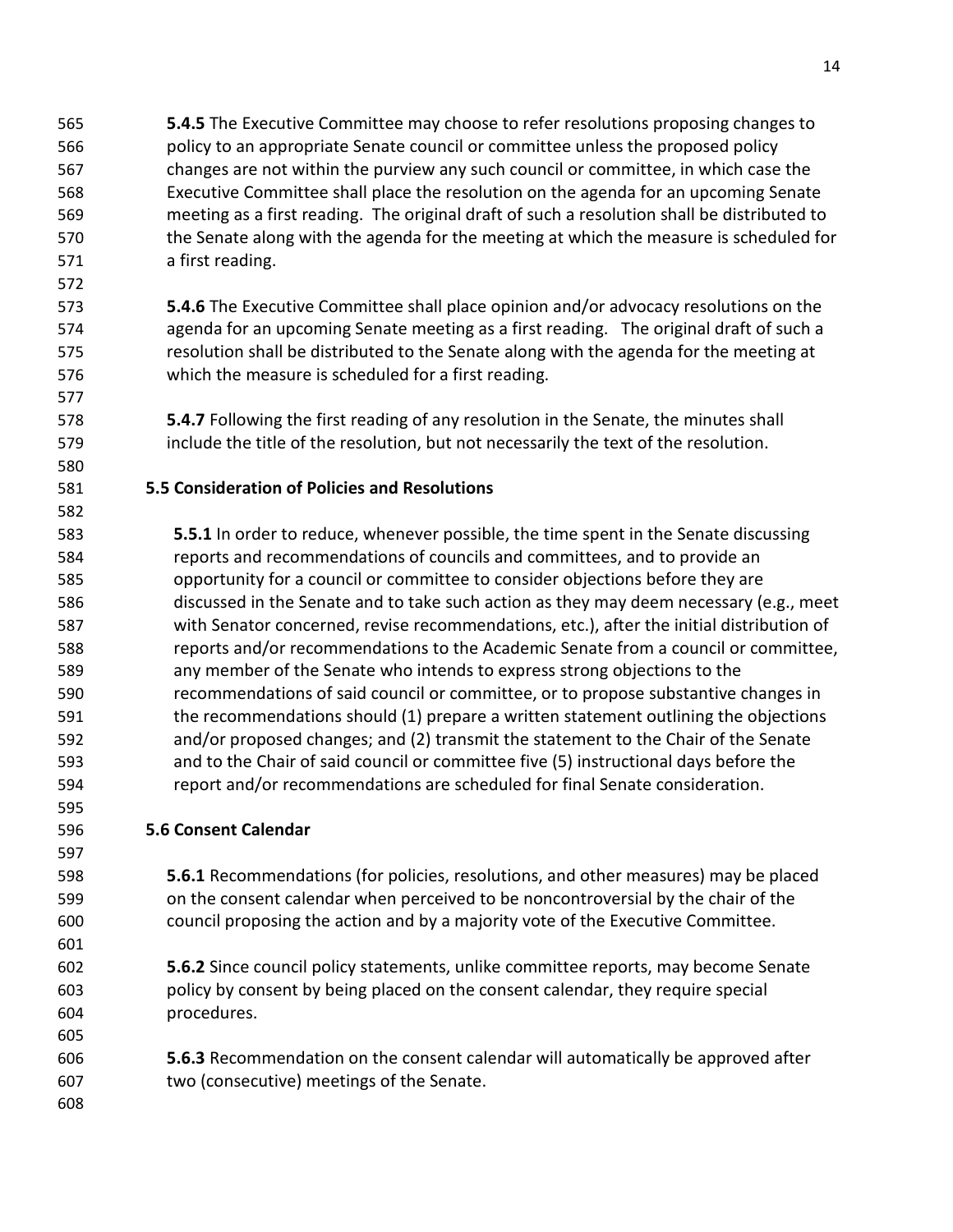**5.4.5** The Executive Committee may choose to refer resolutions proposing changes to policy to an appropriate Senate council or committee unless the proposed policy changes are not within the purview any such council or committee, in which case the Executive Committee shall place the resolution on the agenda for an upcoming Senate meeting as a first reading. The original draft of such a resolution shall be distributed to the Senate along with the agenda for the meeting at which the measure is scheduled for a first reading.

**5.4.6** The Executive Committee shall place opinion and/or advocacy resolutions on the agenda for an upcoming Senate meeting as a first reading. The original draft of such a resolution shall be distributed to the Senate along with the agenda for the meeting at which the measure is scheduled for a first reading.

**5.4.7** Following the first reading of any resolution in the Senate, the minutes shall include the title of the resolution, but not necessarily the text of the resolution.

### 5.5 Consideration of Policies and Resolutions

**5.5.1** In order to reduce, whenever possible, the time spent in the Senate discussing reports and recommendations of councils and committees, and to provide an opportunity for a council or committee to consider objections before they are discussed in the Senate and to take such action as they may deem necessary (e.g., meet with Senator concerned, revise recommendations, etc.), after the initial distribution of reports and/or recommendations to the Academic Senate from a council or committee, any member of the Senate who intends to express strong objections to the recommendations of said council or committee, or to propose substantive changes in the recommendations should (1) prepare a written statement outlining the objections and/or proposed changes; and (2) transmit the statement to the Chair of the Senate and to the Chair of said council or committee five (5) instructional days before the report and/or recommendations are scheduled for final Senate consideration.

### 5.6 Consent Calendar

**5.6.1** Recommendations (for policies, resolutions, and other measures) may be placed on the consent calendar when perceived to be noncontroversial by the chair of the council proposing the action and by a majority vote of the Executive Committee.

**5.6.2** Since council policy statements, unlike committee reports, may become Senate policy by consent by being placed on the consent calendar, they require special procedures.

**5.6.3** Recommendation on the consent calendar will automatically be approved after two (consecutive) meetings of the Senate.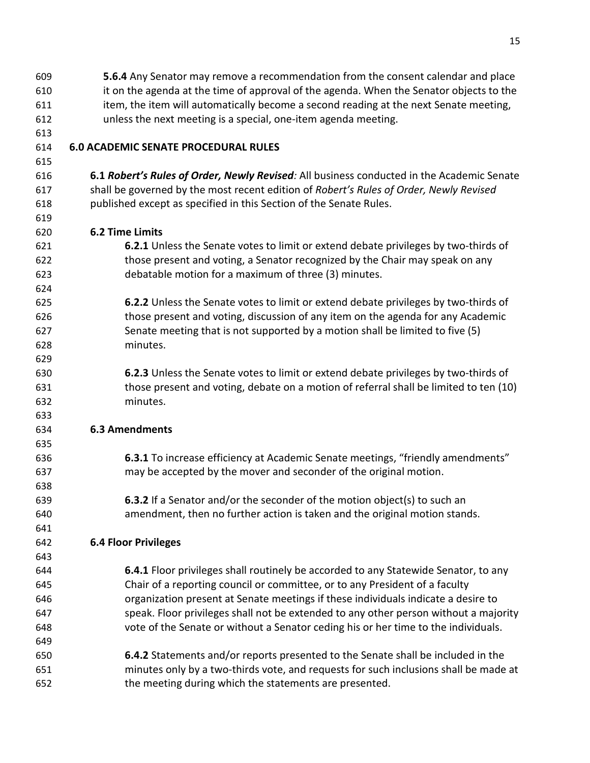**5.6.4** Any Senator may remove a recommendation from the consent calendar and place it on the agenda at the time of approval of the agenda. When the Senator objects to the item, the item will automatically become a second reading at the next Senate meeting, unless the next meeting is a special, one-item agenda meeting.

## 6.0 ACADEMIC SENATE PROCEDURAL RULES

**6.1** ***Robert's Rules of Order, Newly Revised****:* All business conducted in the Academic Senate shall be governed by the most recent edition of *Robert's Rules of Order, Newly Revised* published except as specified in this Section of the Senate Rules.

### 6.2 Time Limits

**6.2.1** Unless the Senate votes to limit or extend debate privileges by two-thirds of those present and voting, a Senator recognized by the Chair may speak on any debatable motion for a maximum of three (3) minutes.

**6.2.2** Unless the Senate votes to limit or extend debate privileges by two-thirds of those present and voting, discussion of any item on the agenda for any Academic Senate meeting that is not supported by a motion shall be limited to five (5) minutes.

**6.2.3** Unless the Senate votes to limit or extend debate privileges by two-thirds of those present and voting, debate on a motion of referral shall be limited to ten (10) minutes.

### 6.3 Amendments

**6.3.1** To increase efficiency at Academic Senate meetings, "friendly amendments" may be accepted by the mover and seconder of the original motion.

**6.3.2** If a Senator and/or the seconder of the motion object(s) to such an amendment, then no further action is taken and the original motion stands.

### 6.4 Floor Privileges

**6.4.1** Floor privileges shall routinely be accorded to any Statewide Senator, to any Chair of a reporting council or committee, or to any President of a faculty organization present at Senate meetings if these individuals indicate a desire to speak. Floor privileges shall not be extended to any other person without a majority vote of the Senate or without a Senator ceding his or her time to the individuals.

**6.4.2** Statements and/or reports presented to the Senate shall be included in the minutes only by a two-thirds vote, and requests for such inclusions shall be made at the meeting during which the statements are presented.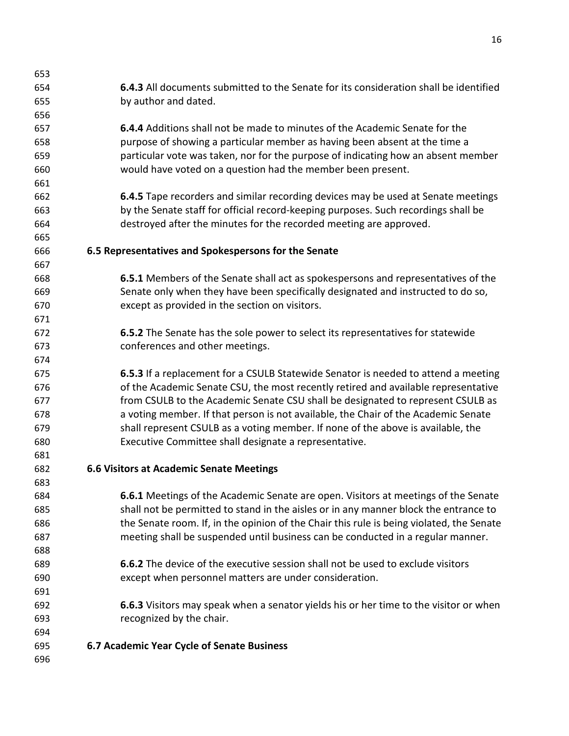**6.4.3** All documents submitted to the Senate for its consideration shall be identified by author and dated.

**6.4.4** Additions shall not be made to minutes of the Academic Senate for the purpose of showing a particular member as having been absent at the time a particular vote was taken, nor for the purpose of indicating how an absent member would have voted on a question had the member been present.

**6.4.5** Tape recorders and similar recording devices may be used at Senate meetings by the Senate staff for official record-keeping purposes. Such recordings shall be destroyed after the minutes for the recorded meeting are approved.

### 6.5 Representatives and Spokespersons for the Senate

**6.5.1** Members of the Senate shall act as spokespersons and representatives of the Senate only when they have been specifically designated and instructed to do so, except as provided in the section on visitors.

**6.5.2** The Senate has the sole power to select its representatives for statewide conferences and other meetings.

**6.5.3** If a replacement for a CSULB Statewide Senator is needed to attend a meeting of the Academic Senate CSU, the most recently retired and available representative from CSULB to the Academic Senate CSU shall be designated to represent CSULB as a voting member. If that person is not available, the Chair of the Academic Senate shall represent CSULB as a voting member. If none of the above is available, the Executive Committee shall designate a representative.

### 6.6 Visitors at Academic Senate Meetings

**6.6.1** Meetings of the Academic Senate are open. Visitors at meetings of the Senate shall not be permitted to stand in the aisles or in any manner block the entrance to the Senate room. If, in the opinion of the Chair this rule is being violated, the Senate meeting shall be suspended until business can be conducted in a regular manner.

**6.6.2** The device of the executive session shall not be used to exclude visitors except when personnel matters are under consideration.

**6.6.3** Visitors may speak when a senator yields his or her time to the visitor or when recognized by the chair.

### 6.7 Academic Year Cycle of Senate Business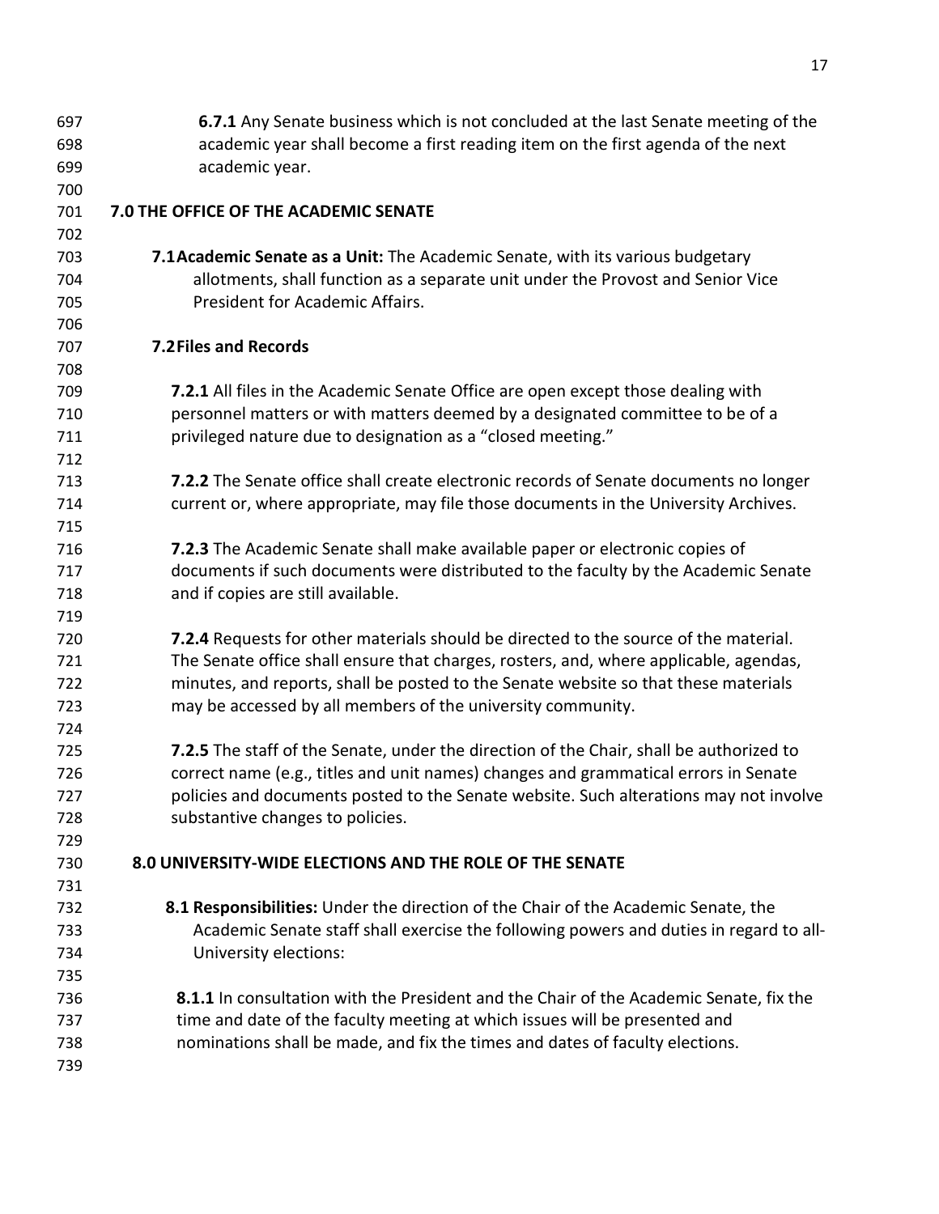**6.7.1** Any Senate business which is not concluded at the last Senate meeting of the academic year shall become a first reading item on the first agenda of the next academic year.

## 7.0 THE OFFICE OF THE ACADEMIC SENATE

**7.1 Academic Senate as a Unit:** The Academic Senate, with its various budgetary allotments, shall function as a separate unit under the Provost and Senior Vice President for Academic Affairs.

### 7.2 Files and Records

**7.2.1** All files in the Academic Senate Office are open except those dealing with personnel matters or with matters deemed by a designated committee to be of a privileged nature due to designation as a "closed meeting."

**7.2.2** The Senate office shall create electronic records of Senate documents no longer current or, where appropriate, may file those documents in the University Archives.

**7.2.3** The Academic Senate shall make available paper or electronic copies of documents if such documents were distributed to the faculty by the Academic Senate and if copies are still available.

**7.2.4** Requests for other materials should be directed to the source of the material. The Senate office shall ensure that charges, rosters, and, where applicable, agendas, minutes, and reports, shall be posted to the Senate website so that these materials may be accessed by all members of the university community.

**7.2.5** The staff of the Senate, under the direction of the Chair, shall be authorized to correct name (e.g., titles and unit names) changes and grammatical errors in Senate policies and documents posted to the Senate website. Such alterations may not involve substantive changes to policies.

## 8.0 UNIVERSITY-WIDE ELECTIONS AND THE ROLE OF THE SENATE

**8.1 Responsibilities:** Under the direction of the Chair of the Academic Senate, the Academic Senate staff shall exercise the following powers and duties in regard to all-University elections:

**8.1.1** In consultation with the President and the Chair of the Academic Senate, fix the time and date of the faculty meeting at which issues will be presented and nominations shall be made, and fix the times and dates of faculty elections.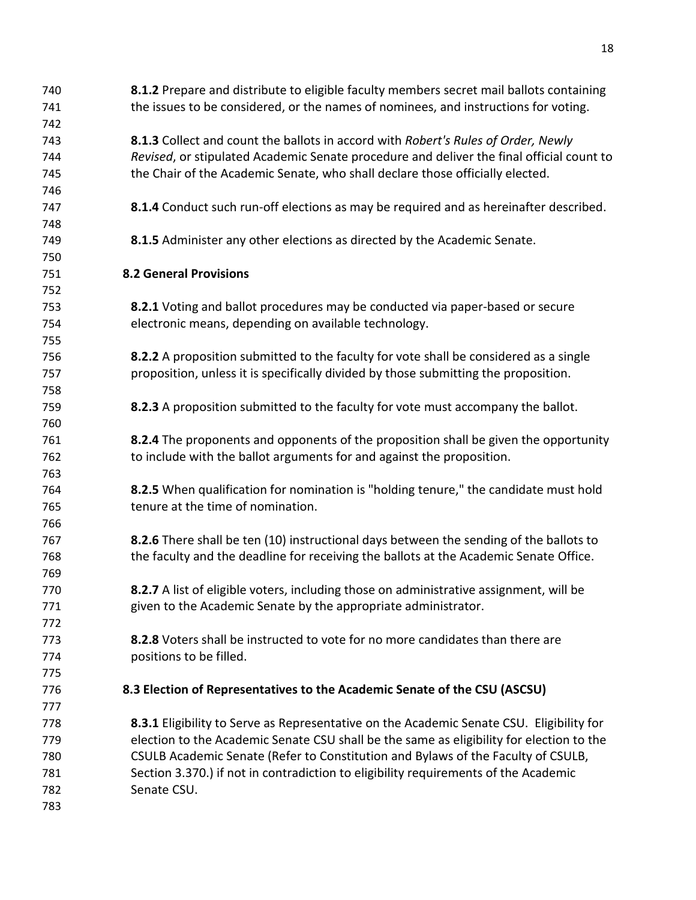**8.1.2** Prepare and distribute to eligible faculty members secret mail ballots containing the issues to be considered, or the names of nominees, and instructions for voting.

**8.1.3** Collect and count the ballots in accord with *Robert's Rules of Order, Newly Revised*, or stipulated Academic Senate procedure and deliver the final official count to the Chair of the Academic Senate, who shall declare those officially elected.

**8.1.4** Conduct such run-off elections as may be required and as hereinafter described.

**8.1.5** Administer any other elections as directed by the Academic Senate.

### 8.2 General Provisions

**8.2.1** Voting and ballot procedures may be conducted via paper-based or secure electronic means, depending on available technology.

**8.2.2** A proposition submitted to the faculty for vote shall be considered as a single proposition, unless it is specifically divided by those submitting the proposition.

**8.2.3** A proposition submitted to the faculty for vote must accompany the ballot.

**8.2.4** The proponents and opponents of the proposition shall be given the opportunity to include with the ballot arguments for and against the proposition.

**8.2.5** When qualification for nomination is "holding tenure," the candidate must hold tenure at the time of nomination.

**8.2.6** There shall be ten (10) instructional days between the sending of the ballots to the faculty and the deadline for receiving the ballots at the Academic Senate Office.

**8.2.7** A list of eligible voters, including those on administrative assignment, will be given to the Academic Senate by the appropriate administrator.

**8.2.8** Voters shall be instructed to vote for no more candidates than there are positions to be filled.

### 8.3 Election of Representatives to the Academic Senate of the CSU (ASCSU)

**8.3.1** Eligibility to Serve as Representative on the Academic Senate CSU. Eligibility for election to the Academic Senate CSU shall be the same as eligibility for election to the CSULB Academic Senate (Refer to Constitution and Bylaws of the Faculty of CSULB, Section 3.370.) if not in contradiction to eligibility requirements of the Academic Senate CSU.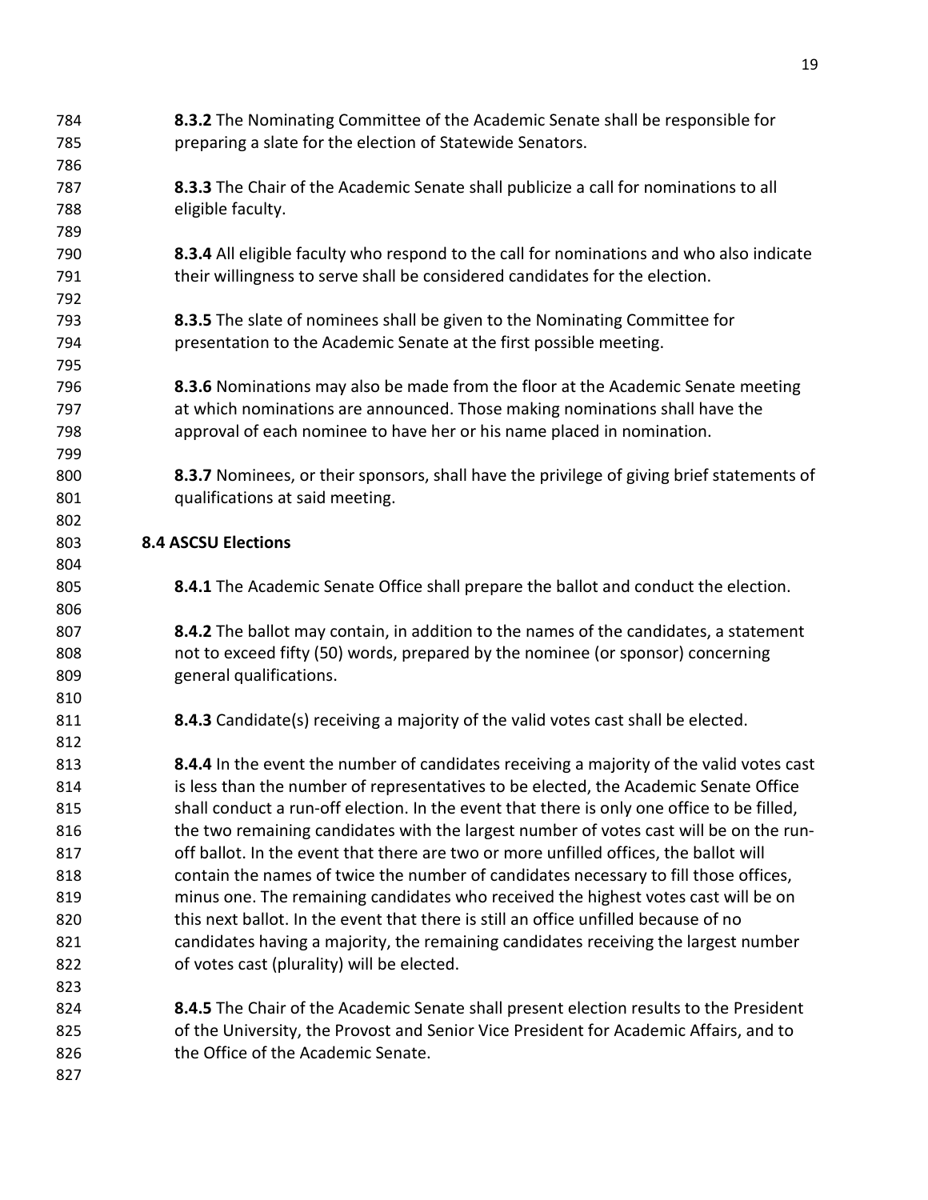**8.3.2** The Nominating Committee of the Academic Senate shall be responsible for preparing a slate for the election of Statewide Senators.

**8.3.3** The Chair of the Academic Senate shall publicize a call for nominations to all eligible faculty.

**8.3.4** All eligible faculty who respond to the call for nominations and who also indicate their willingness to serve shall be considered candidates for the election.

**8.3.5** The slate of nominees shall be given to the Nominating Committee for presentation to the Academic Senate at the first possible meeting.

**8.3.6** Nominations may also be made from the floor at the Academic Senate meeting at which nominations are announced. Those making nominations shall have the approval of each nominee to have her or his name placed in nomination.

**8.3.7** Nominees, or their sponsors, shall have the privilege of giving brief statements of qualifications at said meeting.

**8.4 ASCSU Elections**

**8.4.1** The Academic Senate Office shall prepare the ballot and conduct the election.

**8.4.2** The ballot may contain, in addition to the names of the candidates, a statement not to exceed fifty (50) words, prepared by the nominee (or sponsor) concerning general qualifications.

**8.4.3** Candidate(s) receiving a majority of the valid votes cast shall be elected.

**8.4.4** In the event the number of candidates receiving a majority of the valid votes cast is less than the number of representatives to be elected, the Academic Senate Office shall conduct a run-off election. In the event that there is only one office to be filled, the two remaining candidates with the largest number of votes cast will be on the run-off ballot. In the event that there are two or more unfilled offices, the ballot will contain the names of twice the number of candidates necessary to fill those offices, minus one. The remaining candidates who received the highest votes cast will be on this next ballot. In the event that there is still an office unfilled because of no candidates having a majority, the remaining candidates receiving the largest number of votes cast (plurality) will be elected.

**8.4.5** The Chair of the Academic Senate shall present election results to the President of the University, the Provost and Senior Vice President for Academic Affairs, and to the Office of the Academic Senate.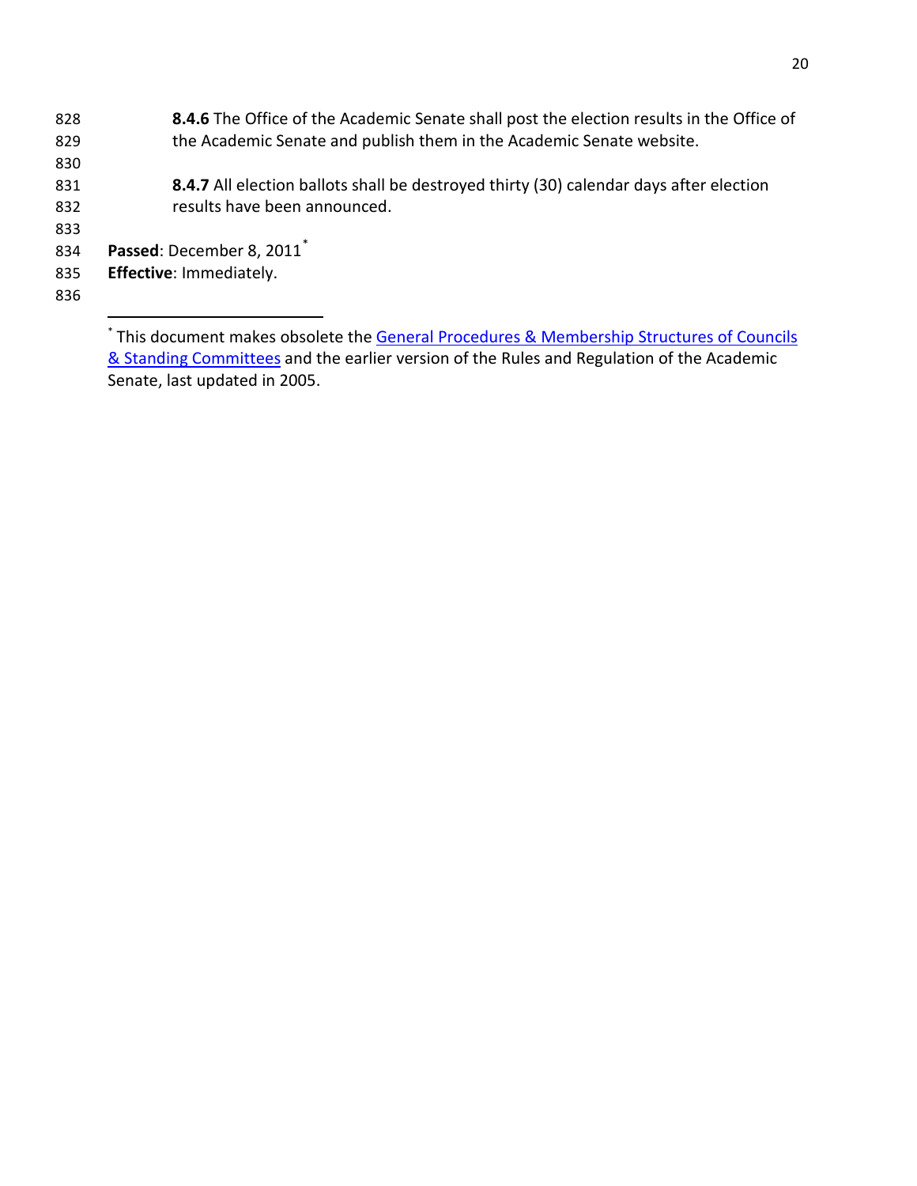**8.4.6** The Office of the Academic Senate shall post the election results in the Office of the Academic Senate and publish them in the Academic Senate website.

**8.4.7** All election ballots shall be destroyed thirty (30) calendar days after election results have been announced.

**Passed**: December 8, 2011[*]
**Effective**: Immediately.

---

[*] This document makes obsolete the General Procedures & Membership Structures of Councils & Standing Committees and the earlier version of the Rules and Regulation of the Academic Senate, last updated in 2005.